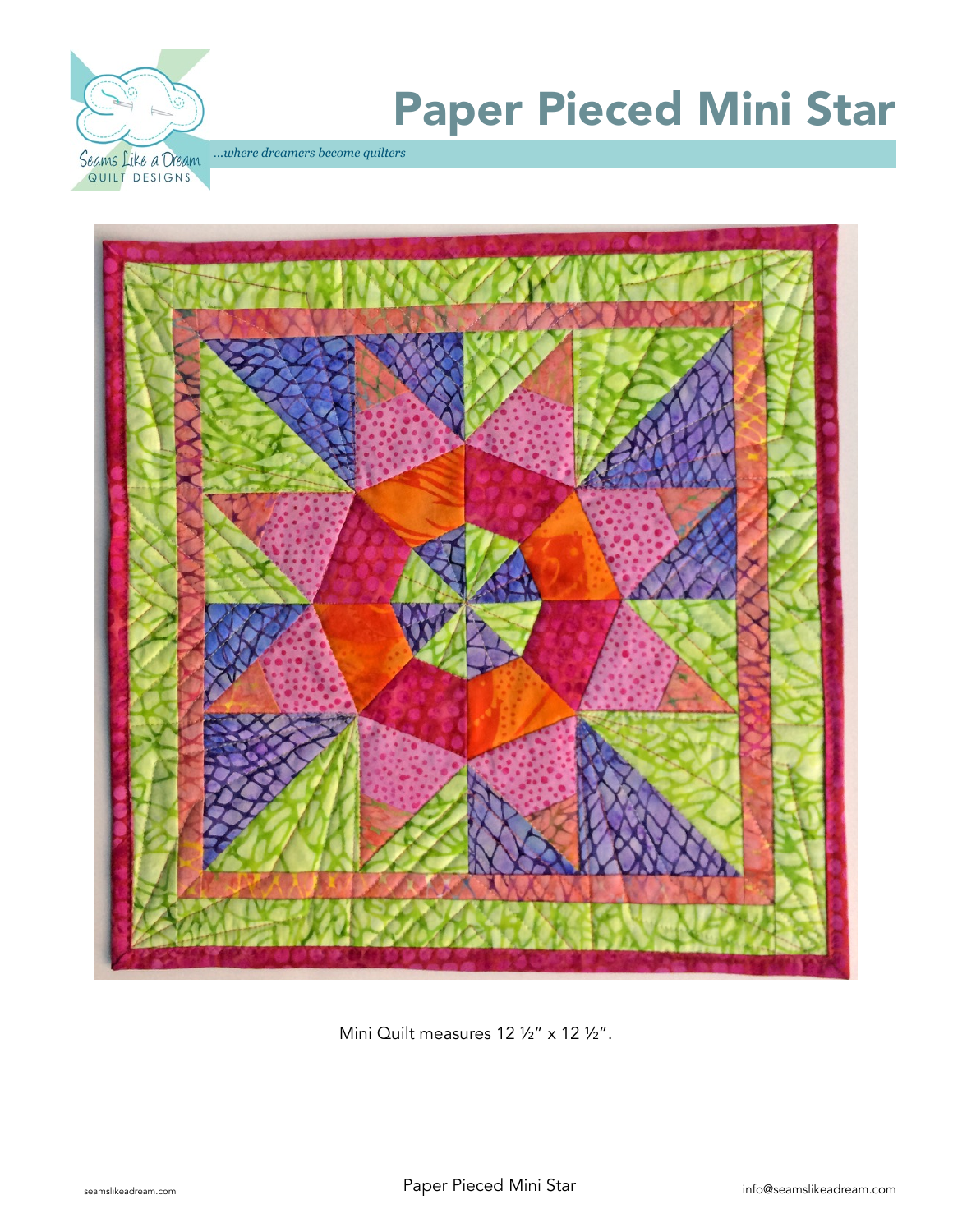# Paper Pieced Mini Star

*...where dreamers become quilters*

Mini Quilt measures 12 ½" x 12 ½".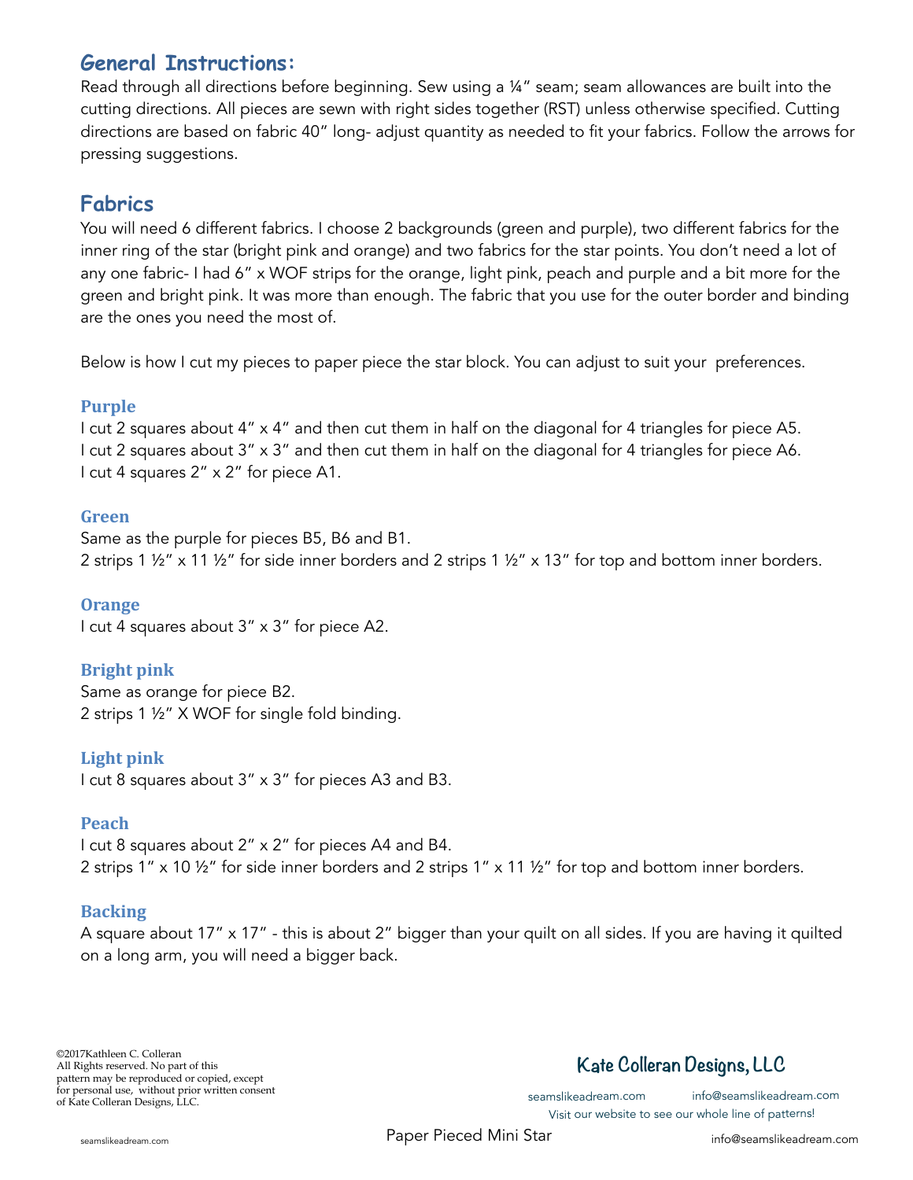## General Instructions:

Read through all directions before beginning. Sew using a ¼" seam; seam allowances are built into the cutting directions. All pieces are sewn with right sides together (RST) unless otherwise specified. Cutting directions are based on fabric 40" long- adjust quantity as needed to fit your fabrics. Follow the arrows for pressing suggestions.

## Fabrics

You will need 6 different fabrics. I choose 2 backgrounds (green and purple), two different fabrics for the inner ring of the star (bright pink and orange) and two fabrics for the star points. You don't need a lot of any one fabric- I had 6" x WOF strips for the orange, light pink, peach and purple and a bit more for the green and bright pink. It was more than enough. The fabric that you use for the outer border and binding are the ones you need the most of.

Below is how I cut my pieces to paper piece the star block. You can adjust to suit your preferences.

### Purple

I cut 2 squares about 4" x 4" and then cut them in half on the diagonal for 4 triangles for piece A5.
I cut 2 squares about 3" x 3" and then cut them in half on the diagonal for 4 triangles for piece A6.
I cut 4 squares 2" x 2" for piece A1.

### Green

Same as the purple for pieces B5, B6 and B1.
2 strips 1 ½" x 11 ½" for side inner borders and 2 strips 1 ½" x 13" for top and bottom inner borders.

### Orange

I cut 4 squares about 3" x 3" for piece A2.

### Bright pink

Same as orange for piece B2.
2 strips 1 ½" X WOF for single fold binding.

### Light pink

I cut 8 squares about 3" x 3" for pieces A3 and B3.

### Peach

I cut 8 squares about 2" x 2" for pieces A4 and B4.
2 strips 1" x 10 ½" for side inner borders and 2 strips 1" x 11 ½" for top and bottom inner borders.

### Backing

A square about 17" x 17" - this is about 2" bigger than your quilt on all sides. If you are having it quilted on a long arm, you will need a bigger back.

©2017Kathleen C. Colleran
All Rights reserved. No part of this pattern may be reproduced or copied, except for personal use, without prior written consent of Kate Colleran Designs, LLC.

**Kate Colleran Designs, LLC**

seamslikeadream.com info@seamslikeadream.com
Visit our website to see our whole line of patterns!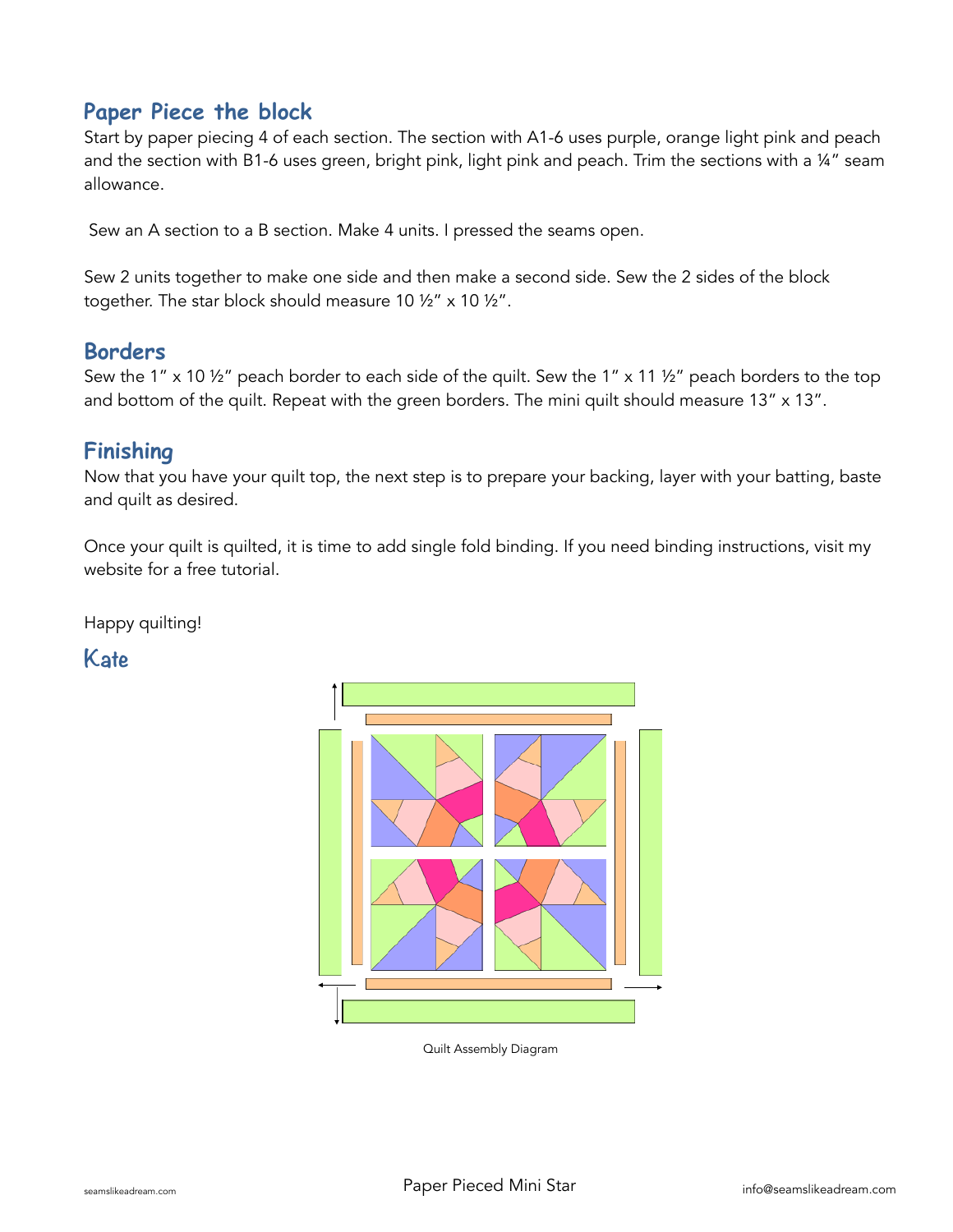## Paper Piece the block

Start by paper piecing 4 of each section. The section with A1-6 uses purple, orange light pink and peach and the section with B1-6 uses green, bright pink, light pink and peach. Trim the sections with a ¼" seam allowance.

Sew an A section to a B section. Make 4 units. I pressed the seams open.

Sew 2 units together to make one side and then make a second side. Sew the 2 sides of the block together. The star block should measure 10 ½" x 10 ½".

## Borders

Sew the 1" x 10 ½" peach border to each side of the quilt. Sew the 1" x 11 ½" peach borders to the top and bottom of the quilt. Repeat with the green borders. The mini quilt should measure 13" x 13".

## Finishing

Now that you have your quilt top, the next step is to prepare your backing, layer with your batting, baste and quilt as desired.

Once your quilt is quilted, it is time to add single fold binding. If you need binding instructions, visit my website for a free tutorial.

Happy quilting!

Kate

Quilt Assembly Diagram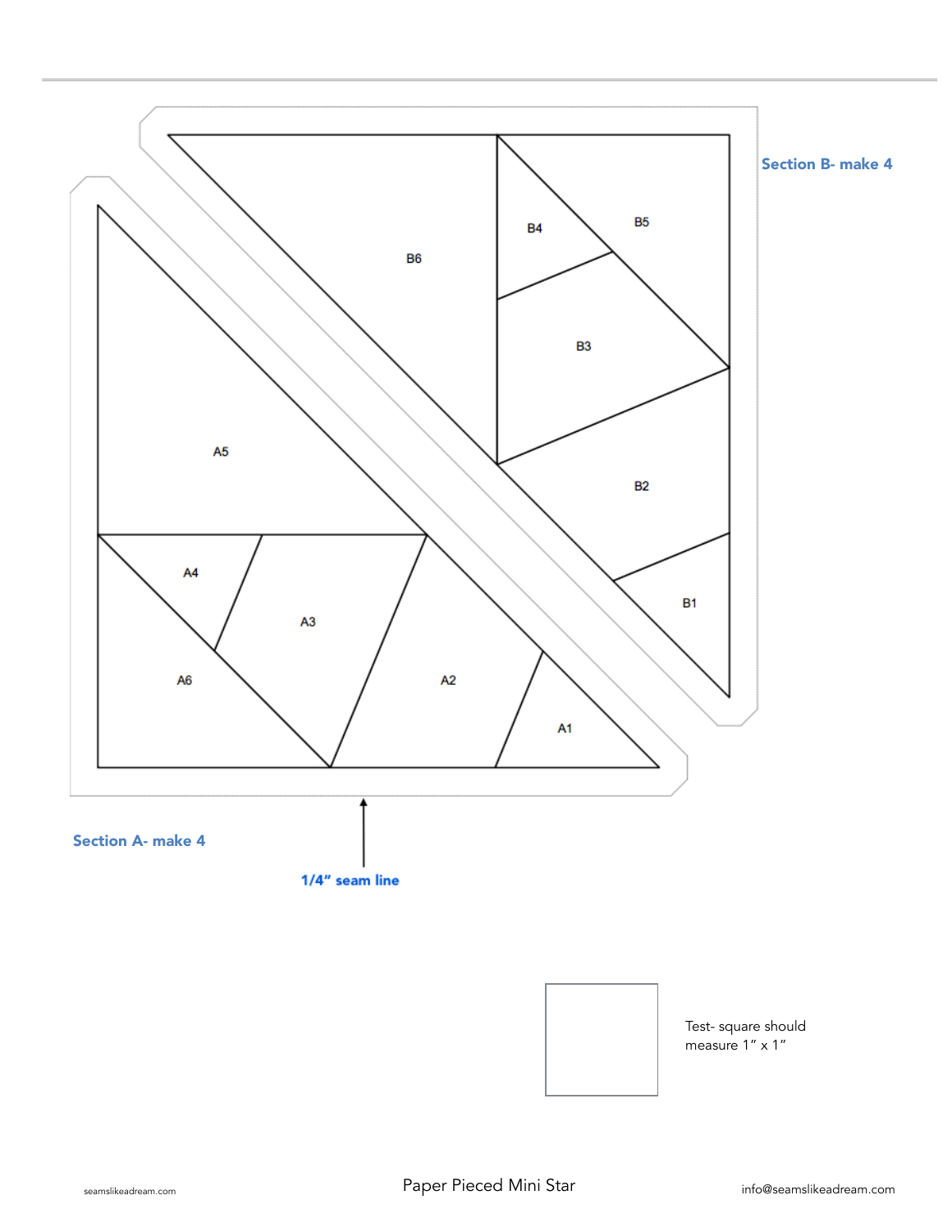B6

B4

B5

B3

B2

B1

Section B- make 4

A5

A4

A3

A6

A2

A1

Section A- make 4

1/4" seam line

Test- square should measure 1" x 1"

Paper Pieced Mini Star